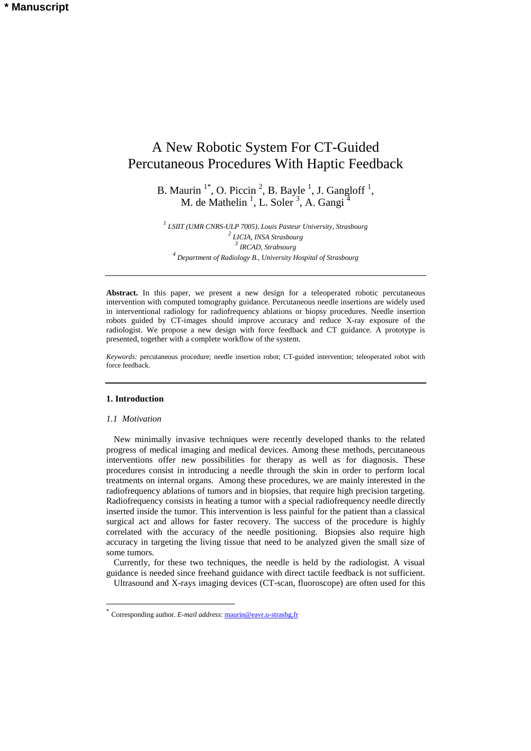\* Manuscript

# A New Robotic System For CT-Guided Percutaneous Procedures With Haptic Feedback

B. Maurin [1*], O. Piccin [2], B. Bayle [1], J. Gangloff [1], M. de Mathelin [1], L. Soler [3], A. Gangi [4]

[1] *LSIIT (UMR CNRS-ULP 7005), Louis Pasteur University, Strasbourg*
[2] *LICIA, INSA Strasbourg*
[3] *IRCAD, Strabsourg*
[4] *Department of Radiology B., University Hospital of Strasbourg*

---

**Abstract.** In this paper, we present a new design for a teleoperated robotic percutaneous intervention with computed tomography guidance. Percutaneous needle insertions are widely used in interventional radiology for radiofrequency ablations or biopsy procedures. Needle insertion robots guided by CT-images should improve accuracy and reduce X-ray exposure of the radiologist. We propose a new design with force feedback and CT guidance. A prototype is presented, together with a complete workflow of the system.

*Keywords:* percutaneous procedure; needle insertion robot; CT-guided intervention; teleoperated robot with force feedback.

---

## 1. Introduction

### *1.1 Motivation*

New minimally invasive techniques were recently developed thanks to the related progress of medical imaging and medical devices. Among these methods, percutaneous interventions offer new possibilities for therapy as well as for diagnosis. These procedures consist in introducing a needle through the skin in order to perform local treatments on internal organs. Among these procedures, we are mainly interested in the radiofrequency ablations of tumors and in biopsies, that require high precision targeting. Radiofrequency consists in heating a tumor with a special radiofrequency needle directly inserted inside the tumor. This intervention is less painful for the patient than a classical surgical act and allows for faster recovery. The success of the procedure is highly correlated with the accuracy of the needle positioning. Biopsies also require high accuracy in targeting the living tissue that need to be analyzed given the small size of some tumors.

Currently, for these two techniques, the needle is held by the radiologist. A visual guidance is needed since freehand guidance with direct tactile feedback is not sufficient.

Ultrasound and X-rays imaging devices (CT-scan, fluoroscope) are often used for this

---

[*] Corresponding author. *E-mail address*: maurin@eavr.u-strasbg.fr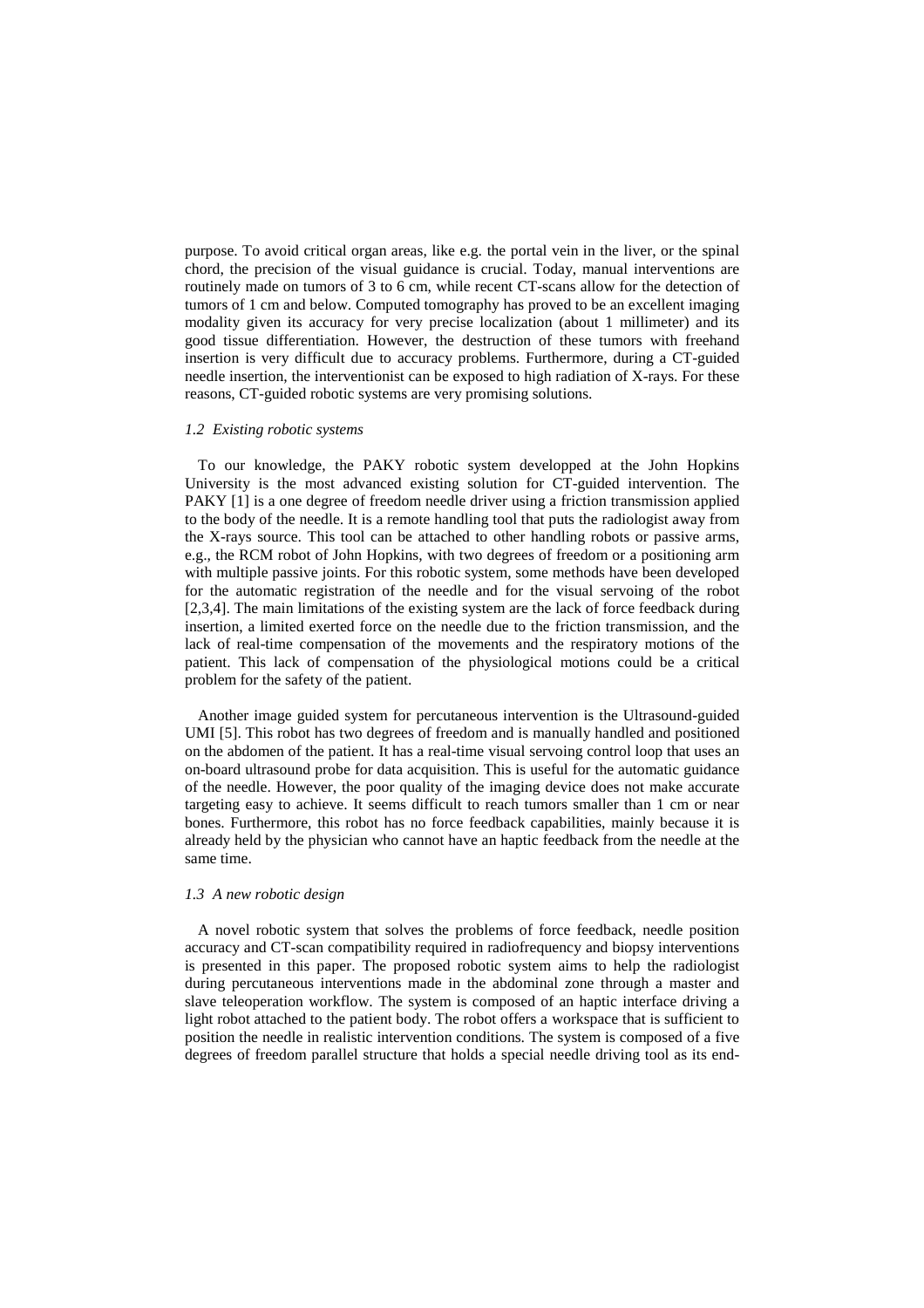purpose. To avoid critical organ areas, like e.g. the portal vein in the liver, or the spinal chord, the precision of the visual guidance is crucial. Today, manual interventions are routinely made on tumors of 3 to 6 cm, while recent CT-scans allow for the detection of tumors of 1 cm and below. Computed tomography has proved to be an excellent imaging modality given its accuracy for very precise localization (about 1 millimeter) and its good tissue differentiation. However, the destruction of these tumors with freehand insertion is very difficult due to accuracy problems. Furthermore, during a CT-guided needle insertion, the interventionist can be exposed to high radiation of X-rays. For these reasons, CT-guided robotic systems are very promising solutions.

### *1.2 Existing robotic systems*

To our knowledge, the PAKY robotic system developped at the John Hopkins University is the most advanced existing solution for CT-guided intervention. The PAKY [1] is a one degree of freedom needle driver using a friction transmission applied to the body of the needle. It is a remote handling tool that puts the radiologist away from the X-rays source. This tool can be attached to other handling robots or passive arms, e.g., the RCM robot of John Hopkins, with two degrees of freedom or a positioning arm with multiple passive joints. For this robotic system, some methods have been developed for the automatic registration of the needle and for the visual servoing of the robot [2,3,4]. The main limitations of the existing system are the lack of force feedback during insertion, a limited exerted force on the needle due to the friction transmission, and the lack of real-time compensation of the movements and the respiratory motions of the patient. This lack of compensation of the physiological motions could be a critical problem for the safety of the patient.

Another image guided system for percutaneous intervention is the Ultrasound-guided UMI [5]. This robot has two degrees of freedom and is manually handled and positioned on the abdomen of the patient. It has a real-time visual servoing control loop that uses an on-board ultrasound probe for data acquisition. This is useful for the automatic guidance of the needle. However, the poor quality of the imaging device does not make accurate targeting easy to achieve. It seems difficult to reach tumors smaller than 1 cm or near bones. Furthermore, this robot has no force feedback capabilities, mainly because it is already held by the physician who cannot have an haptic feedback from the needle at the same time.

### *1.3 A new robotic design*

A novel robotic system that solves the problems of force feedback, needle position accuracy and CT-scan compatibility required in radiofrequency and biopsy interventions is presented in this paper. The proposed robotic system aims to help the radiologist during percutaneous interventions made in the abdominal zone through a master and slave teleoperation workflow. The system is composed of an haptic interface driving a light robot attached to the patient body. The robot offers a workspace that is sufficient to position the needle in realistic intervention conditions. The system is composed of a five degrees of freedom parallel structure that holds a special needle driving tool as its end-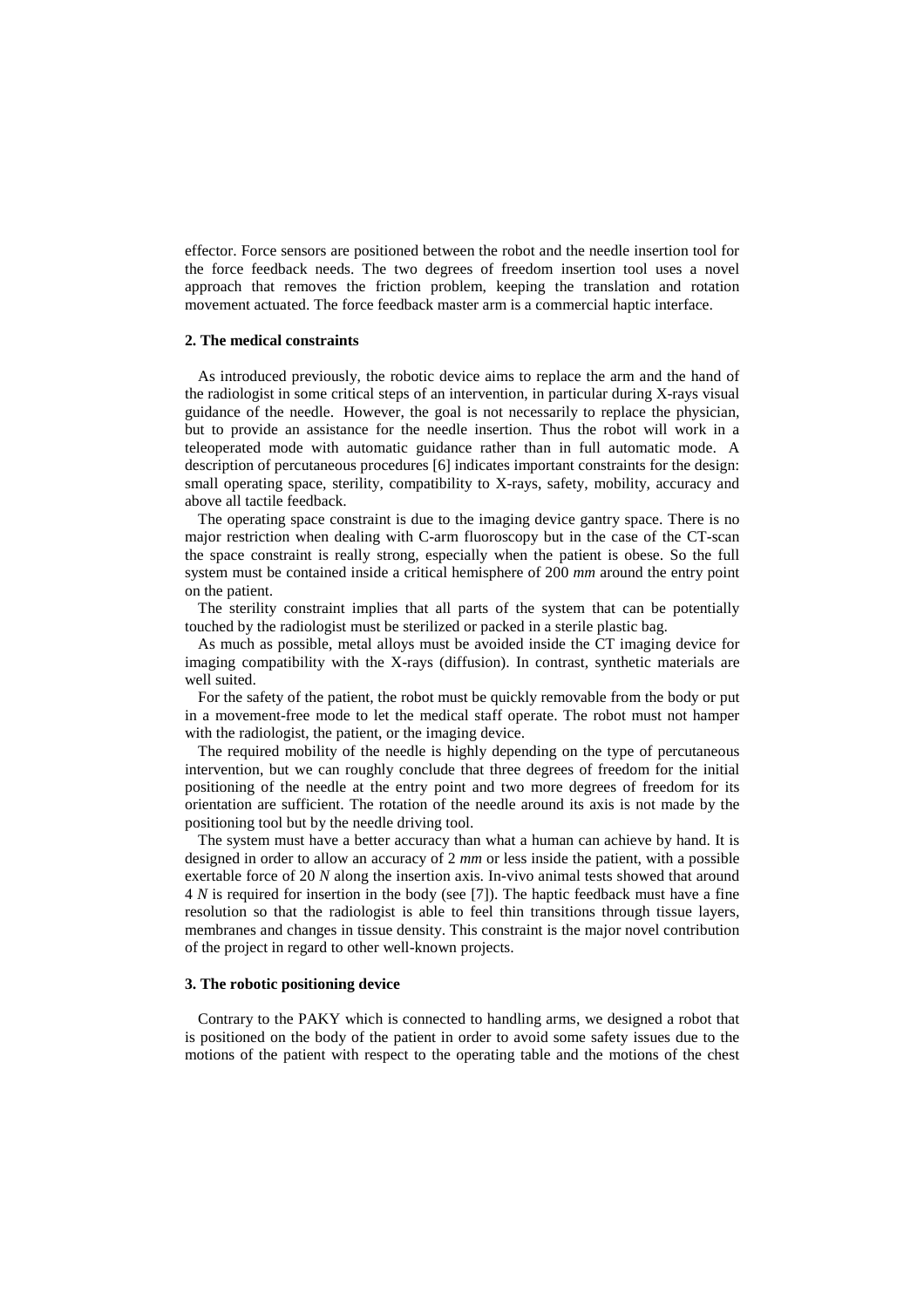effector. Force sensors are positioned between the robot and the needle insertion tool for the force feedback needs. The two degrees of freedom insertion tool uses a novel approach that removes the friction problem, keeping the translation and rotation movement actuated. The force feedback master arm is a commercial haptic interface.

## 2. The medical constraints

As introduced previously, the robotic device aims to replace the arm and the hand of the radiologist in some critical steps of an intervention, in particular during X-rays visual guidance of the needle. However, the goal is not necessarily to replace the physician, but to provide an assistance for the needle insertion. Thus the robot will work in a teleoperated mode with automatic guidance rather than in full automatic mode. A description of percutaneous procedures [6] indicates important constraints for the design: small operating space, sterility, compatibility to X-rays, safety, mobility, accuracy and above all tactile feedback.

The operating space constraint is due to the imaging device gantry space. There is no major restriction when dealing with C-arm fluoroscopy but in the case of the CT-scan the space constraint is really strong, especially when the patient is obese. So the full system must be contained inside a critical hemisphere of 200 *mm* around the entry point on the patient.

The sterility constraint implies that all parts of the system that can be potentially touched by the radiologist must be sterilized or packed in a sterile plastic bag.

As much as possible, metal alloys must be avoided inside the CT imaging device for imaging compatibility with the X-rays (diffusion). In contrast, synthetic materials are well suited.

For the safety of the patient, the robot must be quickly removable from the body or put in a movement-free mode to let the medical staff operate. The robot must not hamper with the radiologist, the patient, or the imaging device.

The required mobility of the needle is highly depending on the type of percutaneous intervention, but we can roughly conclude that three degrees of freedom for the initial positioning of the needle at the entry point and two more degrees of freedom for its orientation are sufficient. The rotation of the needle around its axis is not made by the positioning tool but by the needle driving tool.

The system must have a better accuracy than what a human can achieve by hand. It is designed in order to allow an accuracy of 2 *mm* or less inside the patient, with a possible exertable force of 20 *N* along the insertion axis. In-vivo animal tests showed that around 4 *N* is required for insertion in the body (see [7]). The haptic feedback must have a fine resolution so that the radiologist is able to feel thin transitions through tissue layers, membranes and changes in tissue density. This constraint is the major novel contribution of the project in regard to other well-known projects.

## 3. The robotic positioning device

Contrary to the PAKY which is connected to handling arms, we designed a robot that is positioned on the body of the patient in order to avoid some safety issues due to the motions of the patient with respect to the operating table and the motions of the chest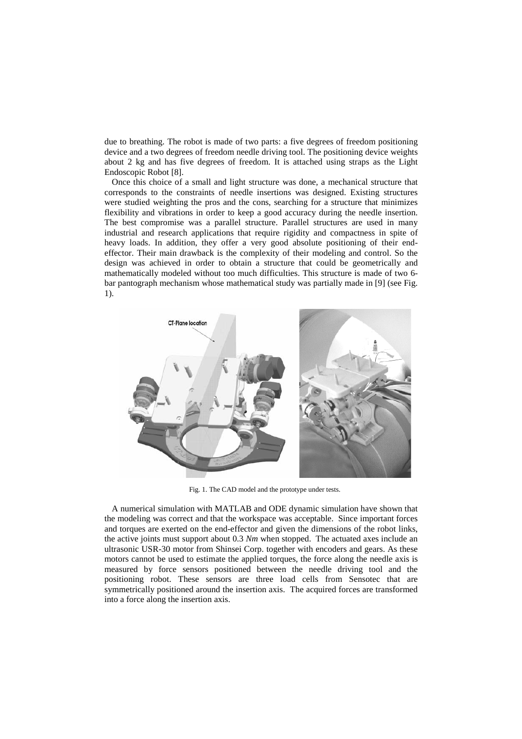due to breathing. The robot is made of two parts: a five degrees of freedom positioning device and a two degrees of freedom needle driving tool. The positioning device weights about 2 kg and has five degrees of freedom. It is attached using straps as the Light Endoscopic Robot [8].

Once this choice of a small and light structure was done, a mechanical structure that corresponds to the constraints of needle insertions was designed. Existing structures were studied weighting the pros and the cons, searching for a structure that minimizes flexibility and vibrations in order to keep a good accuracy during the needle insertion. The best compromise was a parallel structure. Parallel structures are used in many industrial and research applications that require rigidity and compactness in spite of heavy loads. In addition, they offer a very good absolute positioning of their end-effector. Their main drawback is the complexity of their modeling and control. So the design was achieved in order to obtain a structure that could be geometrically and mathematically modeled without too much difficulties. This structure is made of two 6-bar pantograph mechanism whose mathematical study was partially made in [9] (see Fig. 1).

Fig. 1. The CAD model and the prototype under tests.

A numerical simulation with MATLAB and ODE dynamic simulation have shown that the modeling was correct and that the workspace was acceptable. Since important forces and torques are exerted on the end-effector and given the dimensions of the robot links, the active joints must support about 0.3 *Nm* when stopped. The actuated axes include an ultrasonic USR-30 motor from Shinsei Corp. together with encoders and gears. As these motors cannot be used to estimate the applied torques, the force along the needle axis is measured by force sensors positioned between the needle driving tool and the positioning robot. These sensors are three load cells from Sensotec that are symmetrically positioned around the insertion axis. The acquired forces are transformed into a force along the insertion axis.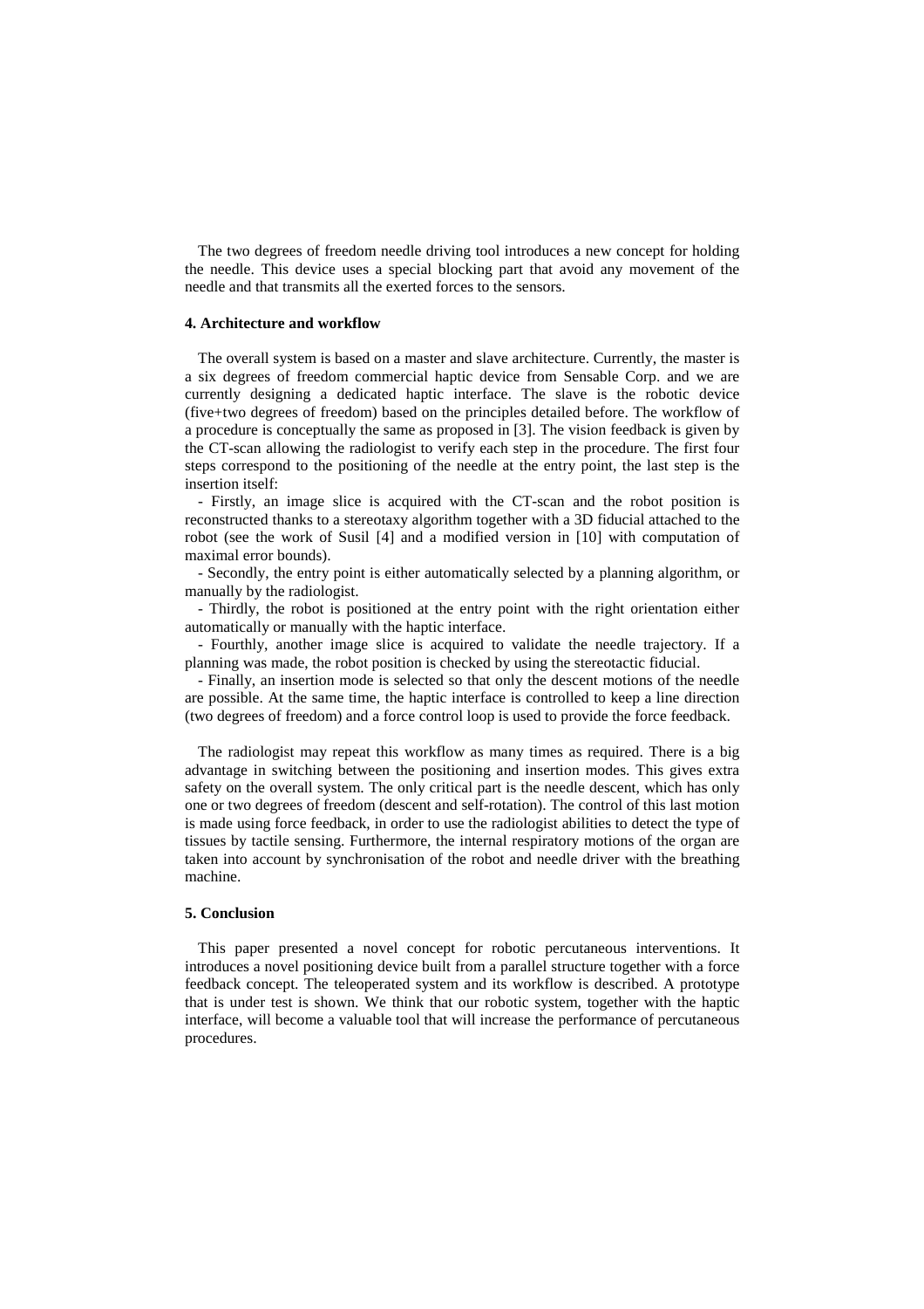The two degrees of freedom needle driving tool introduces a new concept for holding the needle. This device uses a special blocking part that avoid any movement of the needle and that transmits all the exerted forces to the sensors.

#### 4. Architecture and workflow

The overall system is based on a master and slave architecture. Currently, the master is a six degrees of freedom commercial haptic device from Sensable Corp. and we are currently designing a dedicated haptic interface. The slave is the robotic device (five+two degrees of freedom) based on the principles detailed before. The workflow of a procedure is conceptually the same as proposed in [3]. The vision feedback is given by the CT-scan allowing the radiologist to verify each step in the procedure. The first four steps correspond to the positioning of the needle at the entry point, the last step is the insertion itself:

- Firstly, an image slice is acquired with the CT-scan and the robot position is reconstructed thanks to a stereotaxy algorithm together with a 3D fiducial attached to the robot (see the work of Susil [4] and a modified version in [10] with computation of maximal error bounds).
- Secondly, the entry point is either automatically selected by a planning algorithm, or manually by the radiologist.
- Thirdly, the robot is positioned at the entry point with the right orientation either automatically or manually with the haptic interface.
- Fourthly, another image slice is acquired to validate the needle trajectory. If a planning was made, the robot position is checked by using the stereotactic fiducial.
- Finally, an insertion mode is selected so that only the descent motions of the needle are possible. At the same time, the haptic interface is controlled to keep a line direction (two degrees of freedom) and a force control loop is used to provide the force feedback.

The radiologist may repeat this workflow as many times as required. There is a big advantage in switching between the positioning and insertion modes. This gives extra safety on the overall system. The only critical part is the needle descent, which has only one or two degrees of freedom (descent and self-rotation). The control of this last motion is made using force feedback, in order to use the radiologist abilities to detect the type of tissues by tactile sensing. Furthermore, the internal respiratory motions of the organ are taken into account by synchronisation of the robot and needle driver with the breathing machine.

#### 5. Conclusion

This paper presented a novel concept for robotic percutaneous interventions. It introduces a novel positioning device built from a parallel structure together with a force feedback concept. The teleoperated system and its workflow is described. A prototype that is under test is shown. We think that our robotic system, together with the haptic interface, will become a valuable tool that will increase the performance of percutaneous procedures.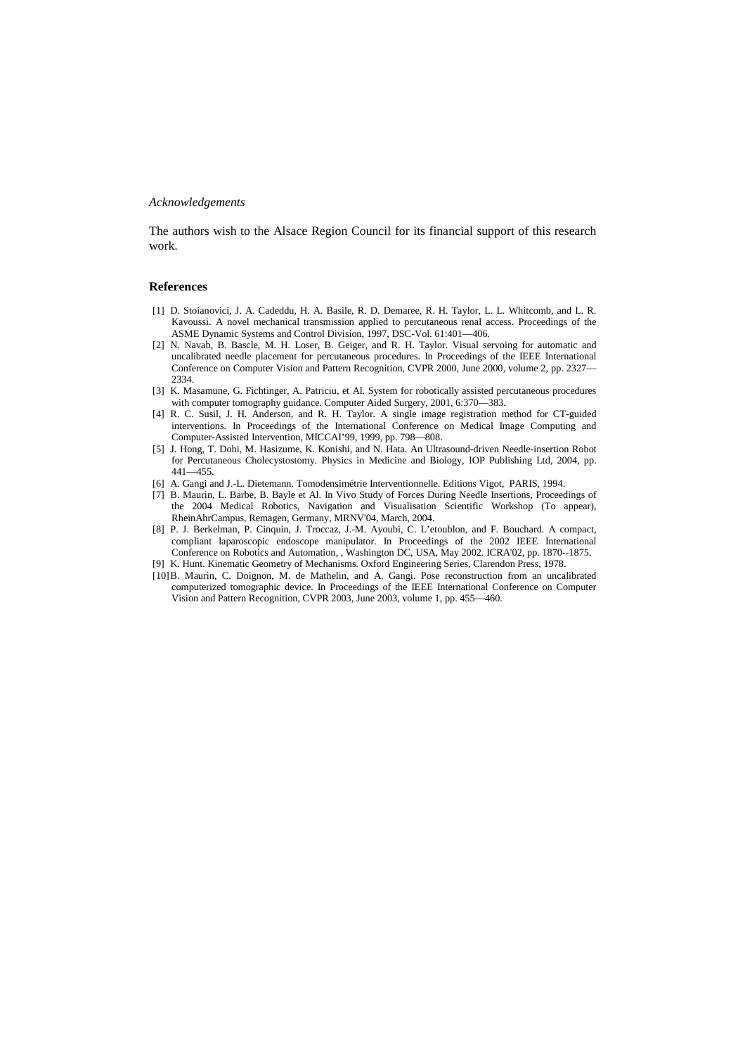*Acknowledgements*

The authors wish to the Alsace Region Council for its financial support of this research work.

**References**

[1] D. Stoianovici, J. A. Cadeddu, H. A. Basile, R. D. Demaree, R. H. Taylor, L. L. Whitcomb, and L. R. Kavoussi. A novel mechanical transmission applied to percutaneous renal access. Proceedings of the ASME Dynamic Systems and Control Division, 1997, DSC-Vol. 61:401—406.

[2] N. Navab, B. Bascle, M. H. Loser, B. Geiger, and R. H. Taylor. Visual servoing for automatic and uncalibrated needle placement for percutaneous procedures. In Proceedings of the IEEE International Conference on Computer Vision and Pattern Recognition, CVPR 2000, June 2000, volume 2, pp. 2327—2334.

[3] K. Masamune, G. Fichtinger, A. Patriciu, et Al. System for robotically assisted percutaneous procedures with computer tomography guidance. Computer Aided Surgery, 2001, 6:370—383.

[4] R. C. Susil, J. H. Anderson, and R. H. Taylor. A single image registration method for CT-guided interventions. In Proceedings of the International Conference on Medical Image Computing and Computer-Assisted Intervention, MICCAI'99, 1999, pp. 798—808.

[5] J. Hong, T. Dohi, M. Hasizume, K. Konishi, and N. Hata. An Ultrasound-driven Needle-insertion Robot for Percutaneous Cholecystostomy. Physics in Medicine and Biology, IOP Publishing Ltd, 2004, pp. 441—455.

[6] A. Gangi and J.-L. Dietemann. Tomodensimétrie Interventionnelle. Editions Vigot, PARIS, 1994.

[7] B. Maurin, L. Barbe, B. Bayle et Al. In Vivo Study of Forces During Needle Insertions, Proceedings of the 2004 Medical Robotics, Navigation and Visualisation Scientific Workshop (To appear), RheinAhrCampus, Remagen, Germany, MRNV'04, March, 2004.

[8] P. J. Berkelman, P. Cinquin, J. Troccaz, J.-M. Ayoubi, C. L'etoublon, and F. Bouchard. A compact, compliant laparoscopic endoscope manipulator. In Proceedings of the 2002 IEEE International Conference on Robotics and Automation, , Washington DC, USA, May 2002. ICRA'02, pp. 1870--1875.

[9] K. Hunt. Kinematic Geometry of Mechanisms. Oxford Engineering Series, Clarendon Press, 1978.

[10] B. Maurin, C. Doignon, M. de Mathelin, and A. Gangi. Pose reconstruction from an uncalibrated computerized tomographic device. In Proceedings of the IEEE International Conference on Computer Vision and Pattern Recognition, CVPR 2003, June 2003, volume 1, pp. 455—460.